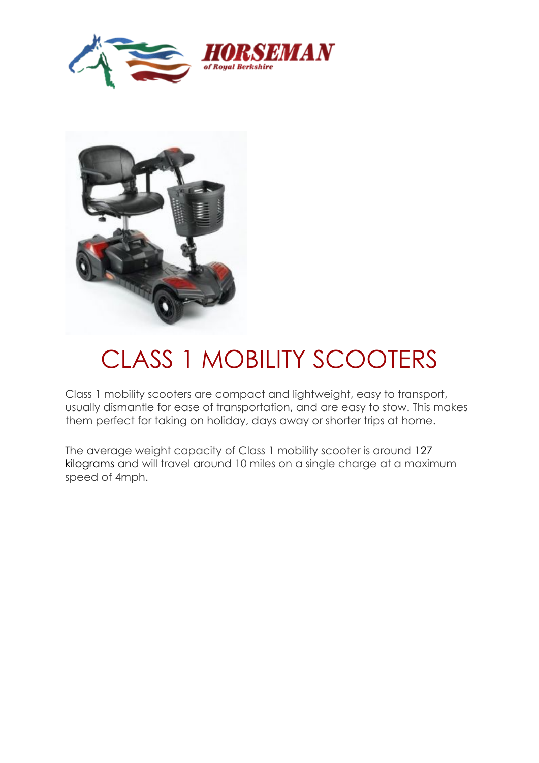HORSEMAN
*of Royal Berkshire*

# CLASS 1 MOBILITY SCOOTERS

Class 1 mobility scooters are compact and lightweight, easy to transport, usually dismantle for ease of transportation, and are easy to stow. This makes them perfect for taking on holiday, days away or shorter trips at home.

The average weight capacity of Class 1 mobility scooter is around 127 kilograms and will travel around 10 miles on a single charge at a maximum speed of 4mph.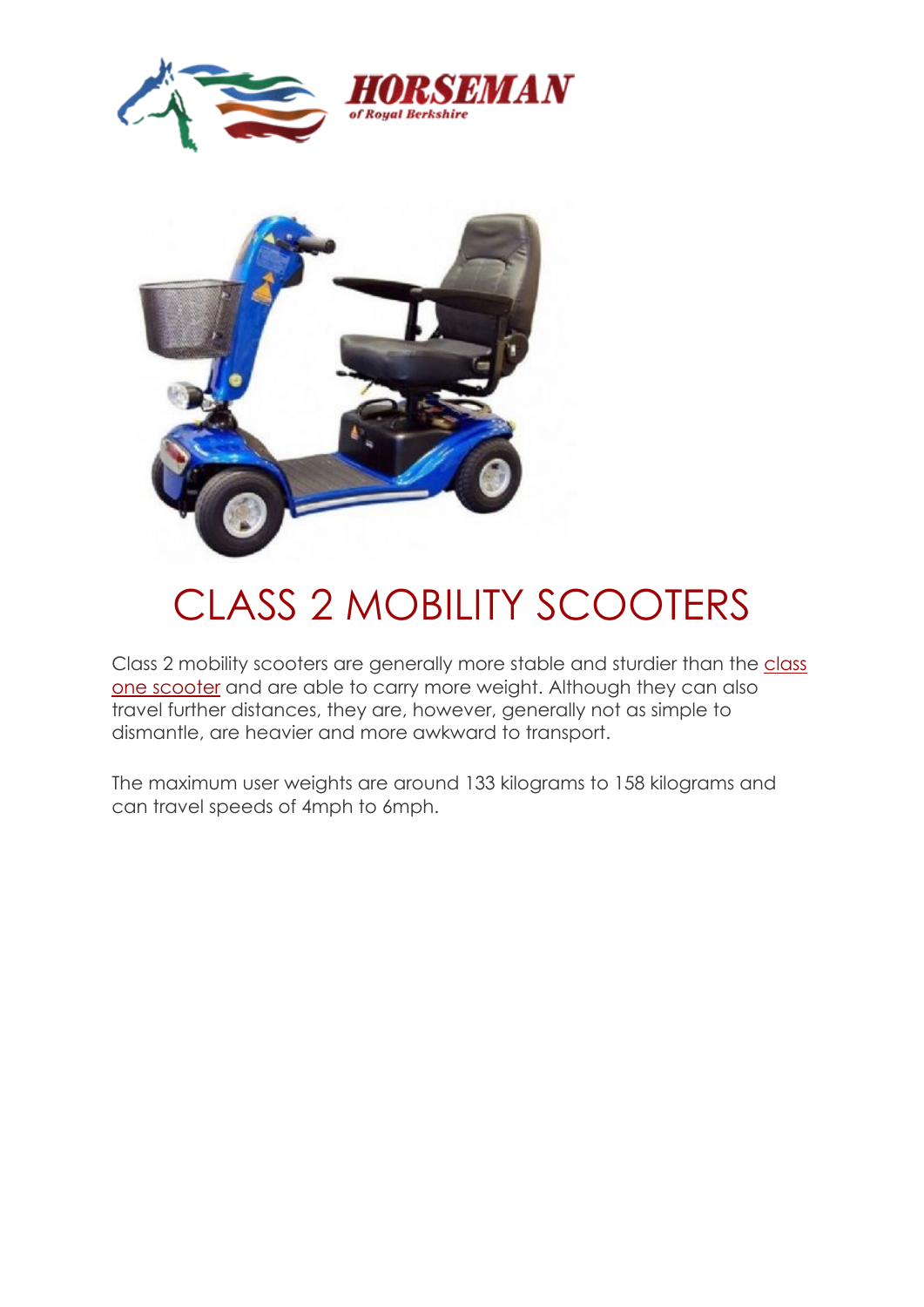# CLASS 2 MOBILITY SCOOTERS

Class 2 mobility scooters are generally more stable and sturdier than the class one scooter and are able to carry more weight. Although they can also travel further distances, they are, however, generally not as simple to dismantle, are heavier and more awkward to transport.

The maximum user weights are around 133 kilograms to 158 kilograms and can travel speeds of 4mph to 6mph.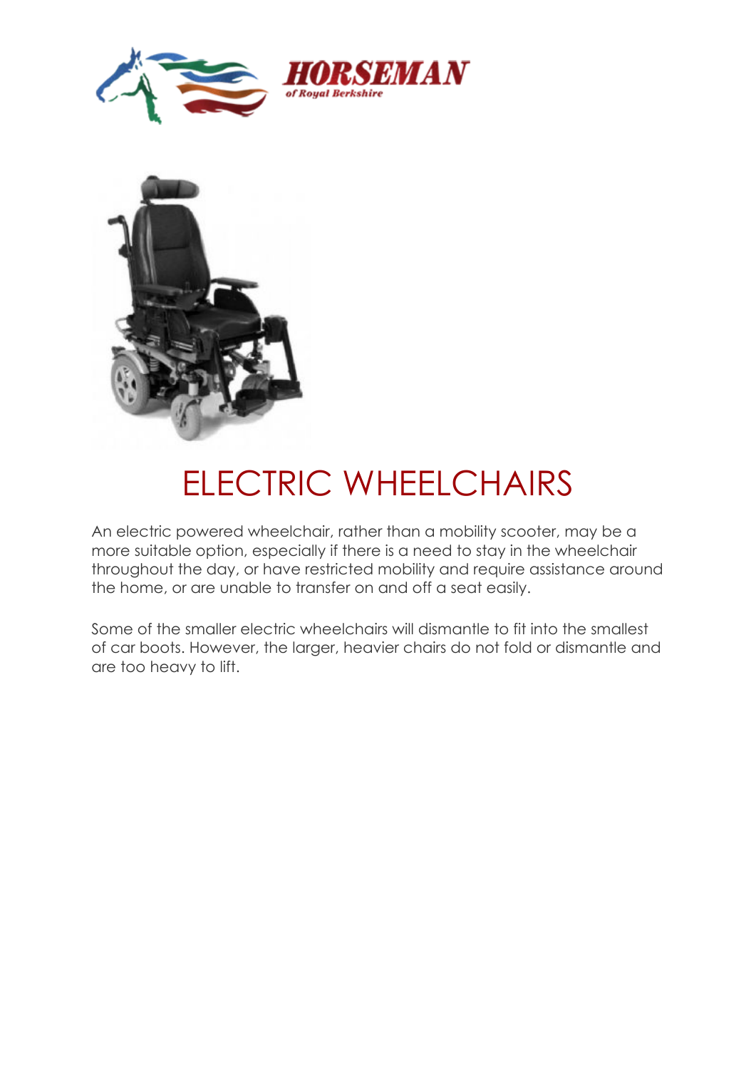# ELECTRIC WHEELCHAIRS

An electric powered wheelchair, rather than a mobility scooter, may be a more suitable option, especially if there is a need to stay in the wheelchair throughout the day, or have restricted mobility and require assistance around the home, or are unable to transfer on and off a seat easily.

Some of the smaller electric wheelchairs will dismantle to fit into the smallest of car boots. However, the larger, heavier chairs do not fold or dismantle and are too heavy to lift.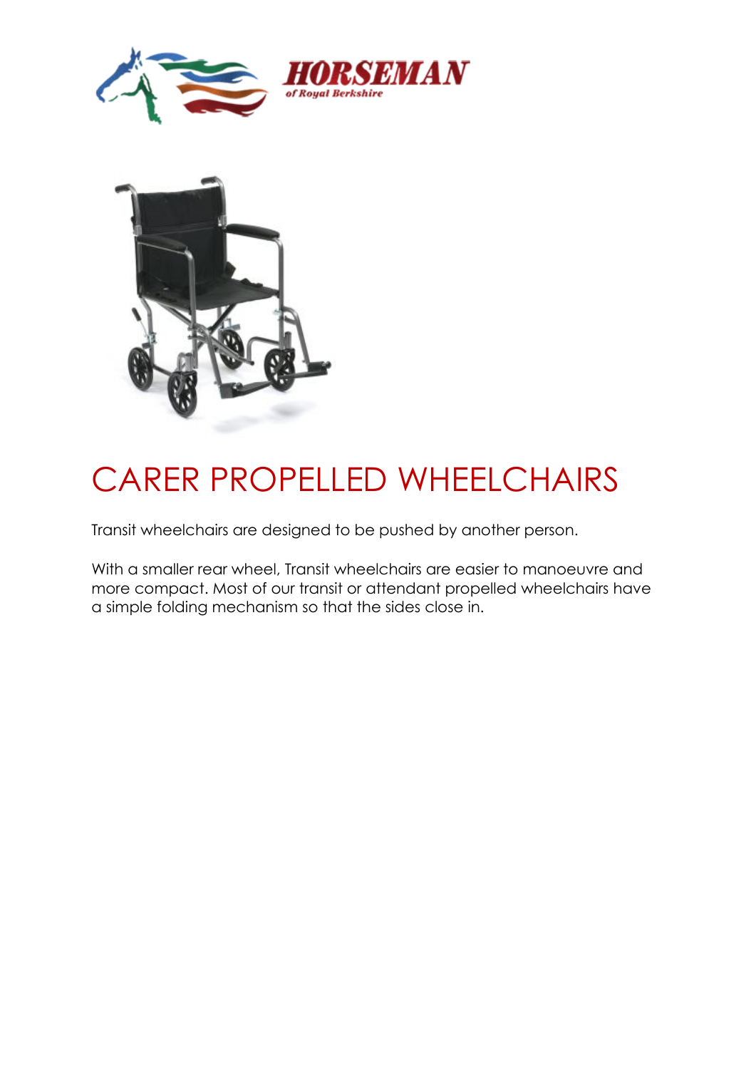# CARER PROPELLED WHEELCHAIRS

Transit wheelchairs are designed to be pushed by another person.

With a smaller rear wheel, Transit wheelchairs are easier to manoeuvre and more compact. Most of our transit or attendant propelled wheelchairs have a simple folding mechanism so that the sides close in.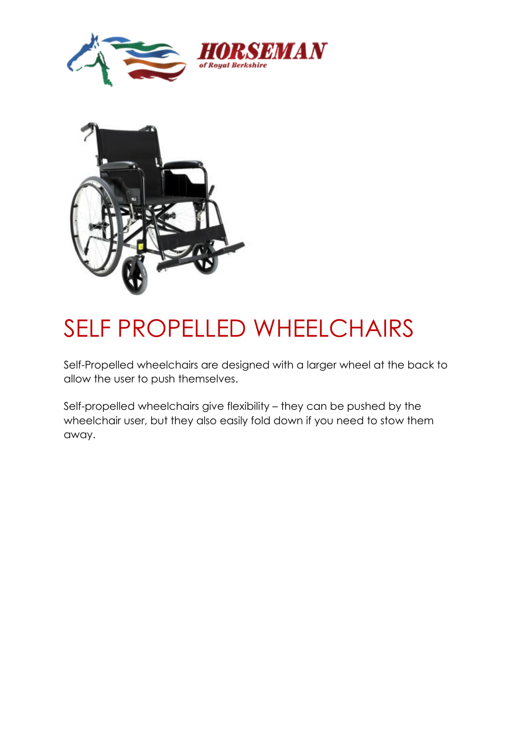# SELF PROPELLED WHEELCHAIRS

Self-Propelled wheelchairs are designed with a larger wheel at the back to allow the user to push themselves.

Self-propelled wheelchairs give flexibility – they can be pushed by the wheelchair user, but they also easily fold down if you need to stow them away.